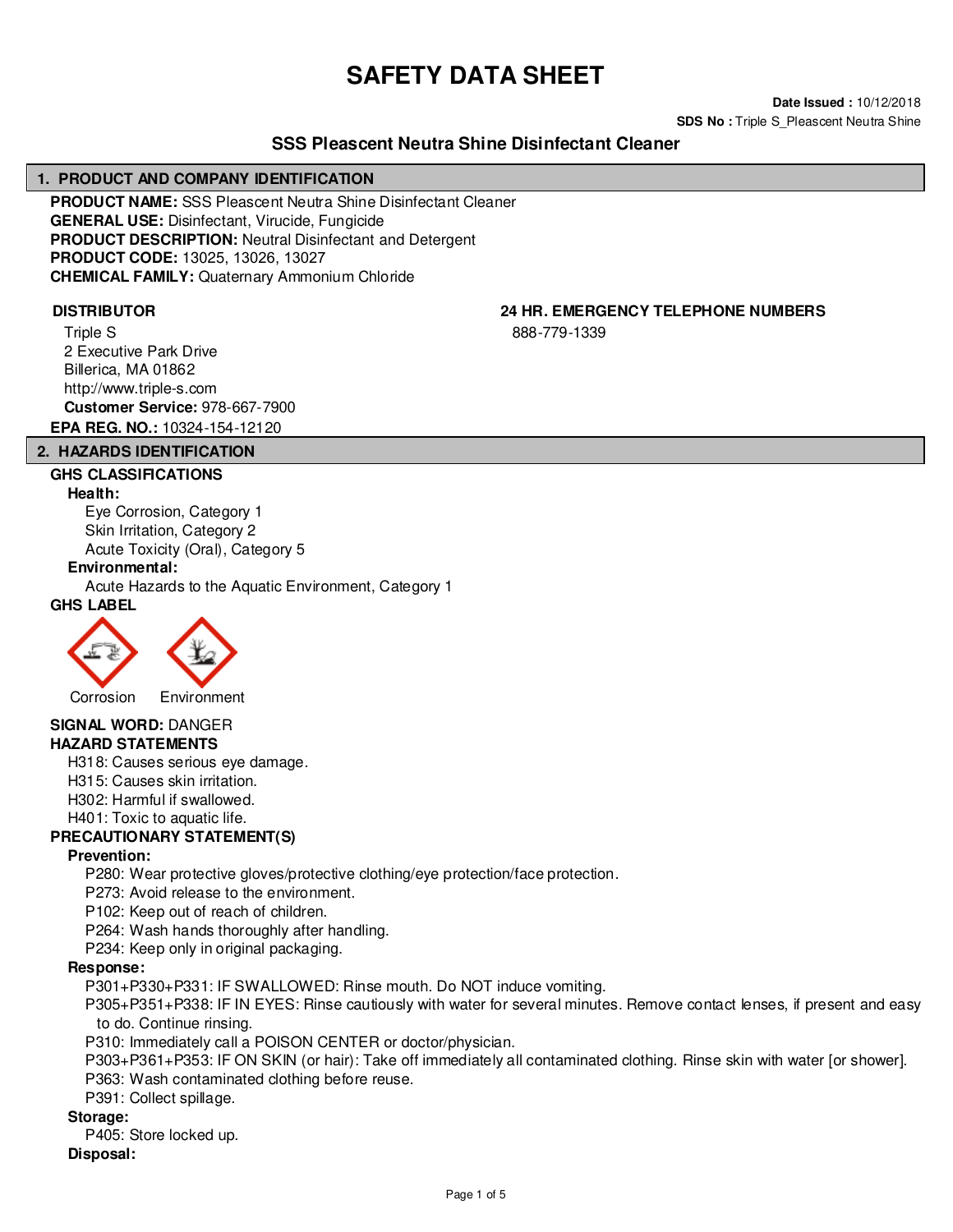# SAFETY DATA SHEET

**Date Issued :** 10/12/2018
**SDS No :** Triple S_Pleascent Neutra Shine

## SSS Pleascent Neutra Shine Disinfectant Cleaner

## 1. PRODUCT AND COMPANY IDENTIFICATION

**PRODUCT NAME:** SSS Pleascent Neutra Shine Disinfectant Cleaner
**GENERAL USE:** Disinfectant, Virucide, Fungicide
**PRODUCT DESCRIPTION:** Neutral Disinfectant and Detergent
**PRODUCT CODE:** 13025, 13026, 13027
**CHEMICAL FAMILY:** Quaternary Ammonium Chloride

**DISTRIBUTOR**

Triple S
2 Executive Park Drive
Billerica, MA 01862
http://www.triple-s.com
**Customer Service:** 978-667-7900

**24 HR. EMERGENCY TELEPHONE NUMBERS**

888-779-1339

**EPA REG. NO.:** 10324-154-12120

## 2. HAZARDS IDENTIFICATION

**GHS CLASSIFICATIONS**

**Health:**

Eye Corrosion, Category 1
Skin Irritation, Category 2
Acute Toxicity (Oral), Category 5

**Environmental:**

Acute Hazards to the Aquatic Environment, Category 1

**GHS LABEL**

Corrosion Environment

**SIGNAL WORD:** DANGER

**HAZARD STATEMENTS**

H318: Causes serious eye damage.
H315: Causes skin irritation.
H302: Harmful if swallowed.
H401: Toxic to aquatic life.

**PRECAUTIONARY STATEMENT(S)**

**Prevention:**

P280: Wear protective gloves/protective clothing/eye protection/face protection.
P273: Avoid release to the environment.
P102: Keep out of reach of children.
P264: Wash hands thoroughly after handling.
P234: Keep only in original packaging.

**Response:**

P301+P330+P331: IF SWALLOWED: Rinse mouth. Do NOT induce vomiting.
P305+P351+P338: IF IN EYES: Rinse cautiously with water for several minutes. Remove contact lenses, if present and easy to do. Continue rinsing.
P310: Immediately call a POISON CENTER or doctor/physician.
P303+P361+P353: IF ON SKIN (or hair): Take off immediately all contaminated clothing. Rinse skin with water [or shower].
P363: Wash contaminated clothing before reuse.
P391: Collect spillage.

**Storage:**

P405: Store locked up.

**Disposal:**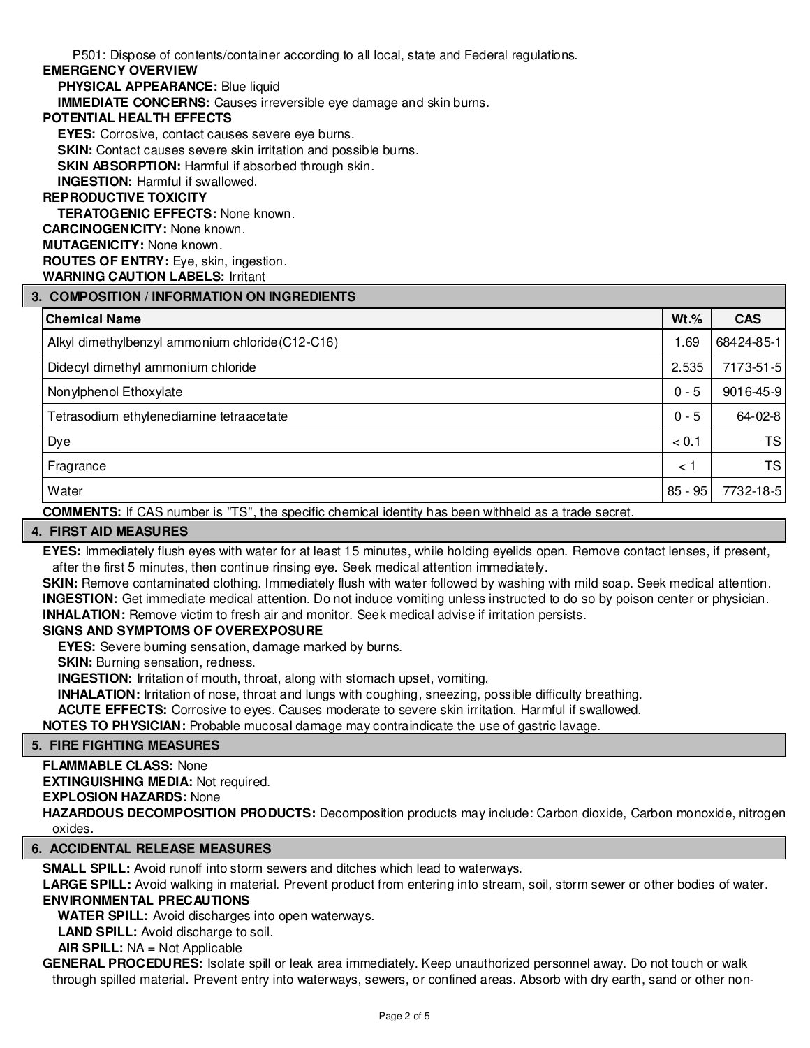P501: Dispose of contents/container according to all local, state and Federal regulations.

**EMERGENCY OVERVIEW**

**PHYSICAL APPEARANCE:** Blue liquid

**IMMEDIATE CONCERNS:** Causes irreversible eye damage and skin burns.

**POTENTIAL HEALTH EFFECTS**

**EYES:** Corrosive, contact causes severe eye burns.

**SKIN:** Contact causes severe skin irritation and possible burns.

**SKIN ABSORPTION:** Harmful if absorbed through skin.

**INGESTION:** Harmful if swallowed.

**REPRODUCTIVE TOXICITY**

**TERATOGENIC EFFECTS:** None known.

**CARCINOGENICITY:** None known.

**MUTAGENICITY:** None known.

**ROUTES OF ENTRY:** Eye, skin, ingestion.

**WARNING CAUTION LABELS:** Irritant

## 3. COMPOSITION / INFORMATION ON INGREDIENTS

| Chemical Name | Wt.% | CAS |
|---|---|---|
| Alkyl dimethylbenzyl ammonium chloride(C12-C16) | 1.69 | 68424-85-1 |
| Didecyl dimethyl ammonium chloride | 2.535 | 7173-51-5 |
| Nonylphenol Ethoxylate | 0 - 5 | 9016-45-9 |
| Tetrasodium ethylenediamine tetraacetate | 0 - 5 | 64-02-8 |
| Dye | < 0.1 | TS |
| Fragrance | < 1 | TS |
| Water | 85 - 95 | 7732-18-5 |

**COMMENTS:** If CAS number is "TS", the specific chemical identity has been withheld as a trade secret.

## 4. FIRST AID MEASURES

**EYES:** Immediately flush eyes with water for at least 15 minutes, while holding eyelids open. Remove contact lenses, if present, after the first 5 minutes, then continue rinsing eye. Seek medical attention immediately.

**SKIN:** Remove contaminated clothing. Immediately flush with water followed by washing with mild soap. Seek medical attention.

**INGESTION:** Get immediate medical attention. Do not induce vomiting unless instructed to do so by poison center or physician.

**INHALATION:** Remove victim to fresh air and monitor. Seek medical advise if irritation persists.

**SIGNS AND SYMPTOMS OF OVEREXPOSURE**

**EYES:** Severe burning sensation, damage marked by burns.

**SKIN:** Burning sensation, redness.

**INGESTION:** Irritation of mouth, throat, along with stomach upset, vomiting.

**INHALATION:** Irritation of nose, throat and lungs with coughing, sneezing, possible difficulty breathing.

**ACUTE EFFECTS:** Corrosive to eyes. Causes moderate to severe skin irritation. Harmful if swallowed.

**NOTES TO PHYSICIAN:** Probable mucosal damage may contraindicate the use of gastric lavage.

## 5. FIRE FIGHTING MEASURES

**FLAMMABLE CLASS:** None

**EXTINGUISHING MEDIA:** Not required.

**EXPLOSION HAZARDS:** None

**HAZARDOUS DECOMPOSITION PRODUCTS:** Decomposition products may include: Carbon dioxide, Carbon monoxide, nitrogen oxides.

## 6. ACCIDENTAL RELEASE MEASURES

**SMALL SPILL:** Avoid runoff into storm sewers and ditches which lead to waterways.

**LARGE SPILL:** Avoid walking in material. Prevent product from entering into stream, soil, storm sewer or other bodies of water.

**ENVIRONMENTAL PRECAUTIONS**

**WATER SPILL:** Avoid discharges into open waterways.

**LAND SPILL:** Avoid discharge to soil.

**AIR SPILL:** NA = Not Applicable

**GENERAL PROCEDURES:** Isolate spill or leak area immediately. Keep unauthorized personnel away. Do not touch or walk through spilled material. Prevent entry into waterways, sewers, or confined areas. Absorb with dry earth, sand or other non-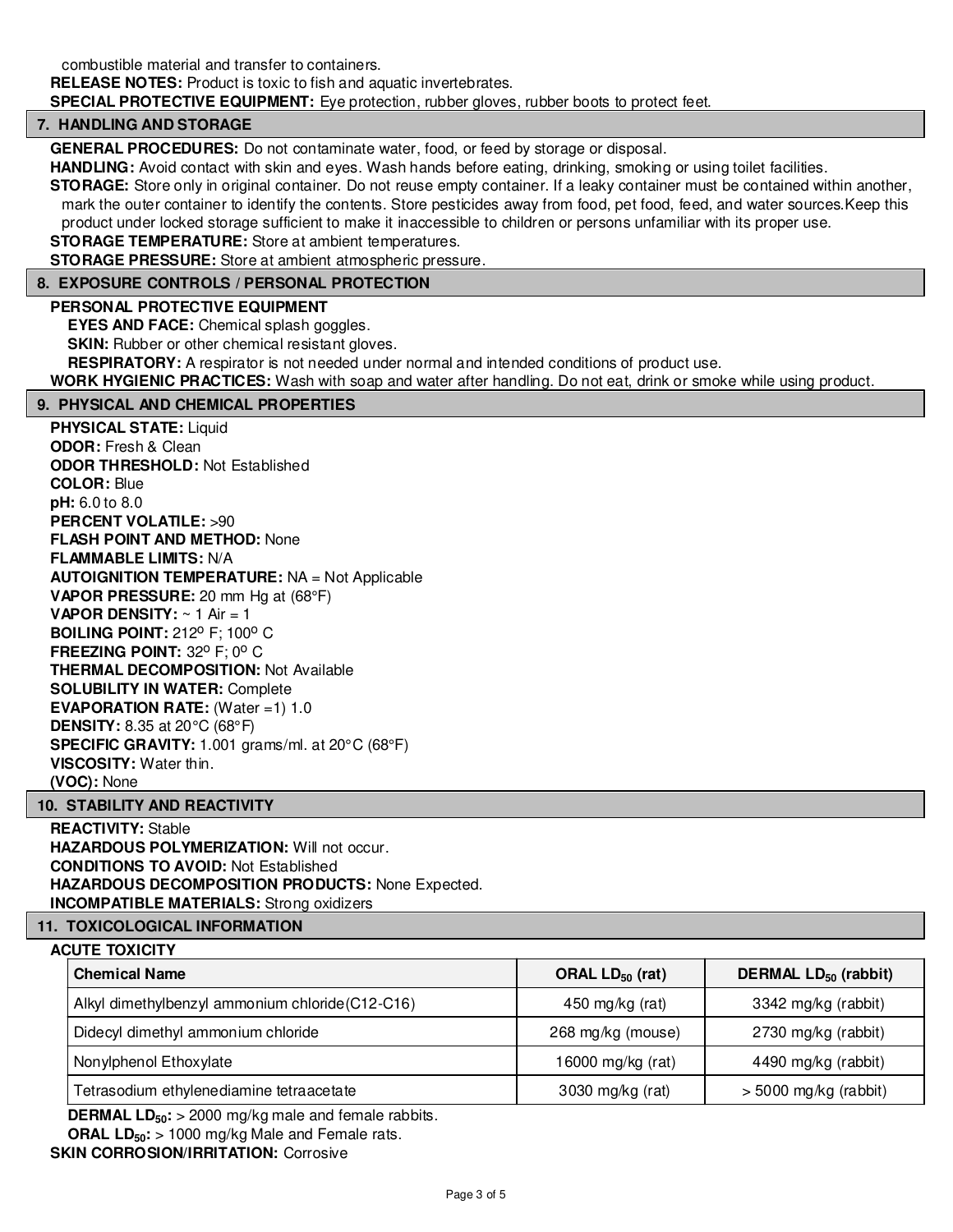combustible material and transfer to containers.

**RELEASE NOTES:** Product is toxic to fish and aquatic invertebrates.

**SPECIAL PROTECTIVE EQUIPMENT:** Eye protection, rubber gloves, rubber boots to protect feet.

## 7. HANDLING AND STORAGE

**GENERAL PROCEDURES:** Do not contaminate water, food, or feed by storage or disposal.

**HANDLING:** Avoid contact with skin and eyes. Wash hands before eating, drinking, smoking or using toilet facilities.

**STORAGE:** Store only in original container. Do not reuse empty container. If a leaky container must be contained within another, mark the outer container to identify the contents. Store pesticides away from food, pet food, feed, and water sources.Keep this product under locked storage sufficient to make it inaccessible to children or persons unfamiliar with its proper use.

**STORAGE TEMPERATURE:** Store at ambient temperatures.

**STORAGE PRESSURE:** Store at ambient atmospheric pressure.

## 8. EXPOSURE CONTROLS / PERSONAL PROTECTION

**PERSONAL PROTECTIVE EQUIPMENT**

**EYES AND FACE:** Chemical splash goggles.

**SKIN:** Rubber or other chemical resistant gloves.

**RESPIRATORY:** A respirator is not needed under normal and intended conditions of product use.

**WORK HYGIENIC PRACTICES:** Wash with soap and water after handling. Do not eat, drink or smoke while using product.

## 9. PHYSICAL AND CHEMICAL PROPERTIES

**PHYSICAL STATE:** Liquid
**ODOR:** Fresh & Clean
**ODOR THRESHOLD:** Not Established
**COLOR:** Blue
**pH:** 6.0 to 8.0
**PERCENT VOLATILE:** >90
**FLASH POINT AND METHOD:** None
**FLAMMABLE LIMITS:** N/A
**AUTOIGNITION TEMPERATURE:** NA = Not Applicable
**VAPOR PRESSURE:** 20 mm Hg at (68°F)
**VAPOR DENSITY:** ~ 1 Air = 1
**BOILING POINT:** 212$^{o}$ F; 100$^{o}$ C
**FREEZING POINT:** 32$^{o}$ F; 0$^{o}$ C
**THERMAL DECOMPOSITION:** Not Available
**SOLUBILITY IN WATER:** Complete
**EVAPORATION RATE:** (Water =1) 1.0
**DENSITY:** 8.35 at 20°C (68°F)
**SPECIFIC GRAVITY:** 1.001 grams/ml. at 20°C (68°F)
**VISCOSITY:** Water thin.
**(VOC):** None

## 10. STABILITY AND REACTIVITY

**REACTIVITY:** Stable
**HAZARDOUS POLYMERIZATION:** Will not occur.
**CONDITIONS TO AVOID:** Not Established
**HAZARDOUS DECOMPOSITION PRODUCTS:** None Expected.
**INCOMPATIBLE MATERIALS:** Strong oxidizers

## 11. TOXICOLOGICAL INFORMATION

**ACUTE TOXICITY**

| Chemical Name | ORAL $LD_{50}$ (rat) | DERMAL $LD_{50}$ (rabbit) |
|---|---|---|
| Alkyl dimethylbenzyl ammonium chloride(C12-C16) | 450 mg/kg (rat) | 3342 mg/kg (rabbit) |
| Didecyl dimethyl ammonium chloride | 268 mg/kg (mouse) | 2730 mg/kg (rabbit) |
| Nonylphenol Ethoxylate | 16000 mg/kg (rat) | 4490 mg/kg (rabbit) |
| Tetrasodium ethylenediamine tetraacetate | 3030 mg/kg (rat) | > 5000 mg/kg (rabbit) |

**DERMAL $LD_{50}$:** > 2000 mg/kg male and female rabbits.

**ORAL $LD_{50}$:** > 1000 mg/kg Male and Female rats.

**SKIN CORROSION/IRRITATION:** Corrosive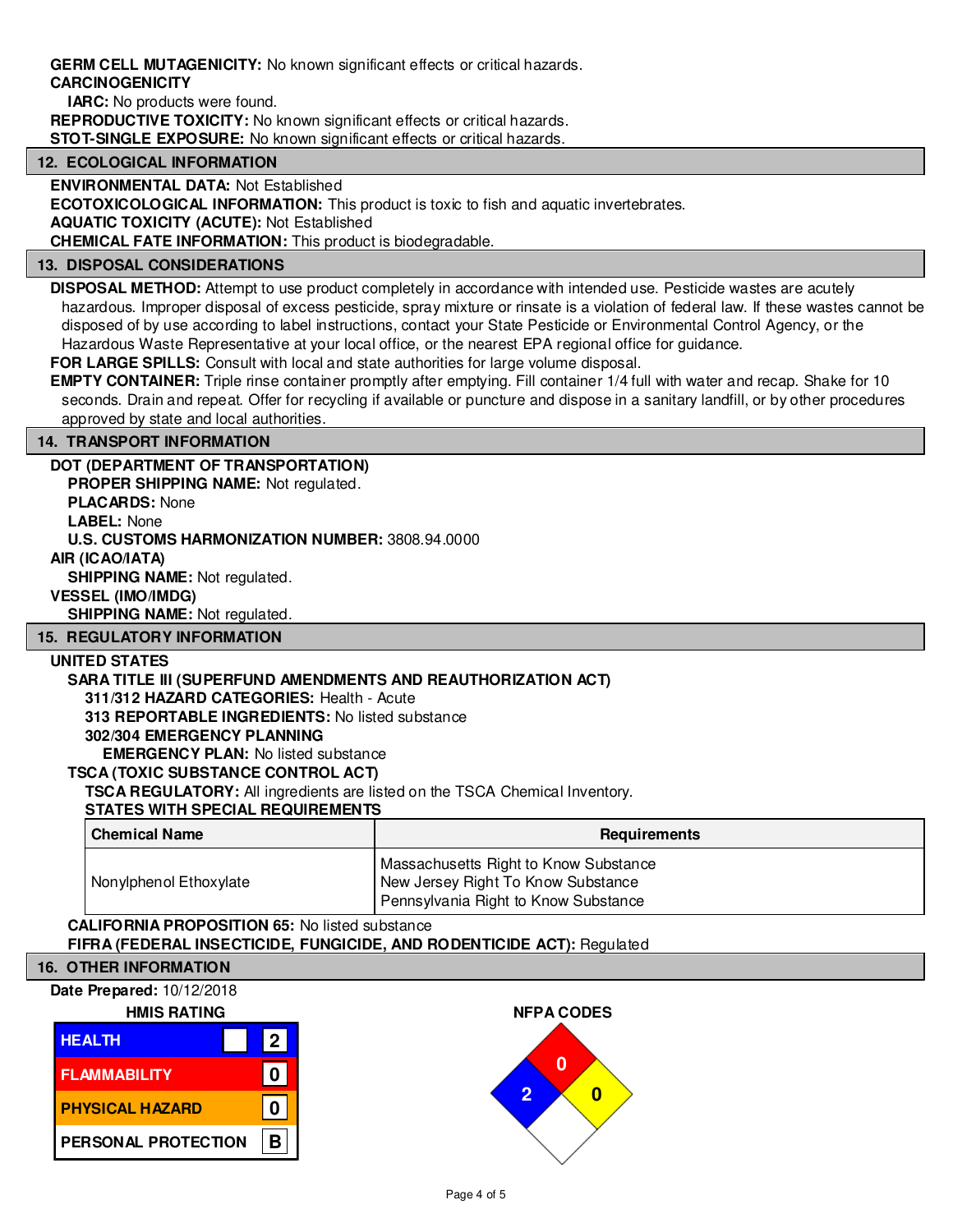**GERM CELL MUTAGENICITY:** No known significant effects or critical hazards.

**CARCINOGENICITY**

**IARC:** No products were found.

**REPRODUCTIVE TOXICITY:** No known significant effects or critical hazards.

**STOT-SINGLE EXPOSURE:** No known significant effects or critical hazards.

## 12. ECOLOGICAL INFORMATION

**ENVIRONMENTAL DATA:** Not Established

**ECOTOXICOLOGICAL INFORMATION:** This product is toxic to fish and aquatic invertebrates.

**AQUATIC TOXICITY (ACUTE):** Not Established

**CHEMICAL FATE INFORMATION:** This product is biodegradable.

## 13. DISPOSAL CONSIDERATIONS

**DISPOSAL METHOD:** Attempt to use product completely in accordance with intended use. Pesticide wastes are acutely hazardous. Improper disposal of excess pesticide, spray mixture or rinsate is a violation of federal law. If these wastes cannot be disposed of by use according to label instructions, contact your State Pesticide or Environmental Control Agency, or the Hazardous Waste Representative at your local office, or the nearest EPA regional office for guidance.

**FOR LARGE SPILLS:** Consult with local and state authorities for large volume disposal.

**EMPTY CONTAINER:** Triple rinse container promptly after emptying. Fill container 1/4 full with water and recap. Shake for 10 seconds. Drain and repeat. Offer for recycling if available or puncture and dispose in a sanitary landfill, or by other procedures approved by state and local authorities.

## 14. TRANSPORT INFORMATION

**DOT (DEPARTMENT OF TRANSPORTATION)**

**PROPER SHIPPING NAME:** Not regulated.

**PLACARDS:** None

**LABEL:** None

**U.S. CUSTOMS HARMONIZATION NUMBER:** 3808.94.0000

**AIR (ICAO/IATA)**

**SHIPPING NAME:** Not regulated.

**VESSEL (IMO/IMDG)**

**SHIPPING NAME:** Not regulated.

## 15. REGULATORY INFORMATION

**UNITED STATES**

**SARA TITLE III (SUPERFUND AMENDMENTS AND REAUTHORIZATION ACT)**

**311/312 HAZARD CATEGORIES:** Health - Acute

**313 REPORTABLE INGREDIENTS:** No listed substance

**302/304 EMERGENCY PLANNING**

**EMERGENCY PLAN:** No listed substance

**TSCA (TOXIC SUBSTANCE CONTROL ACT)**

**TSCA REGULATORY:** All ingredients are listed on the TSCA Chemical Inventory.

**STATES WITH SPECIAL REQUIREMENTS**

| Chemical Name | Requirements |
|---|---|
| Nonylphenol Ethoxylate | Massachusetts Right to Know Substance<br>New Jersey Right To Know Substance<br>Pennsylvania Right to Know Substance |

**CALIFORNIA PROPOSITION 65:** No listed substance

**FIFRA (FEDERAL INSECTICIDE, FUNGICIDE, AND RODENTICIDE ACT):** Regulated

## 16. OTHER INFORMATION

**Date Prepared:** 10/12/2018

**HMIS RATING**

| | |
|---|---|
| HEALTH | 2 |
| FLAMMABILITY | 0 |
| PHYSICAL HAZARD | 0 |
| PERSONAL PROTECTION | B |

**NFPA CODES**

0

2

0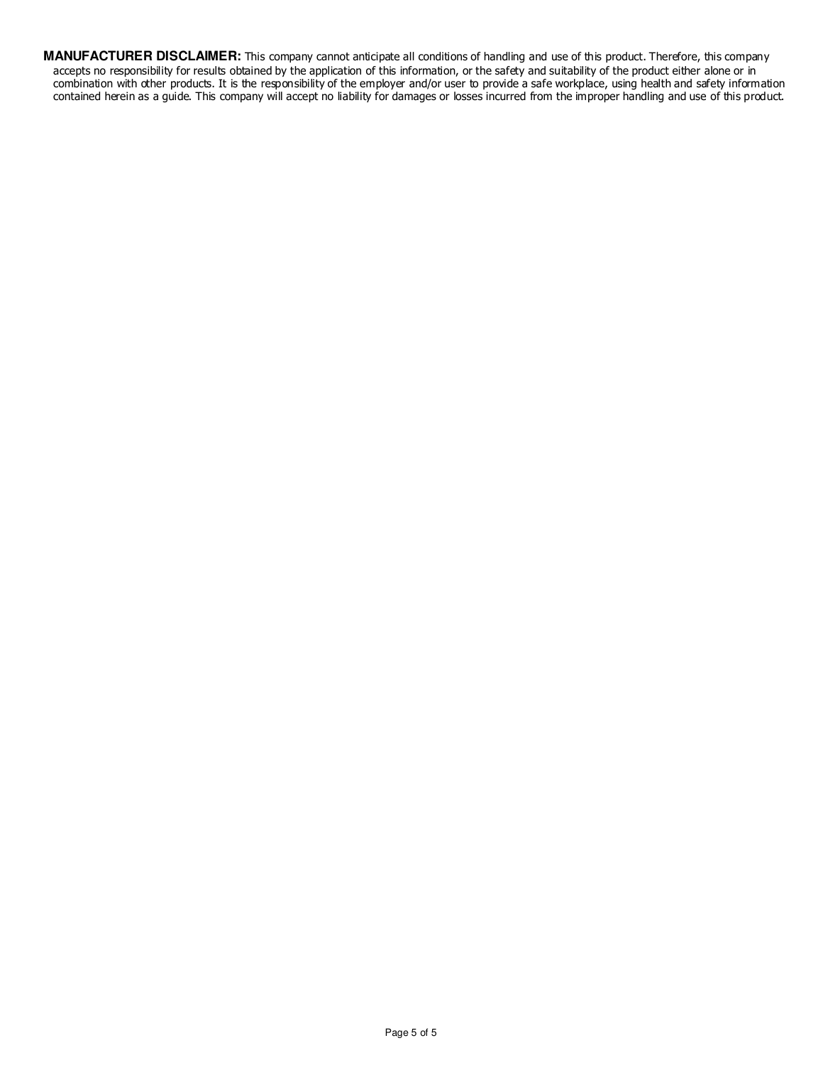**MANUFACTURER DISCLAIMER:** This company cannot anticipate all conditions of handling and use of this product. Therefore, this company accepts no responsibility for results obtained by the application of this information, or the safety and suitability of the product either alone or in combination with other products. It is the responsibility of the employer and/or user to provide a safe workplace, using health and safety information contained herein as a guide. This company will accept no liability for damages or losses incurred from the improper handling and use of this product.